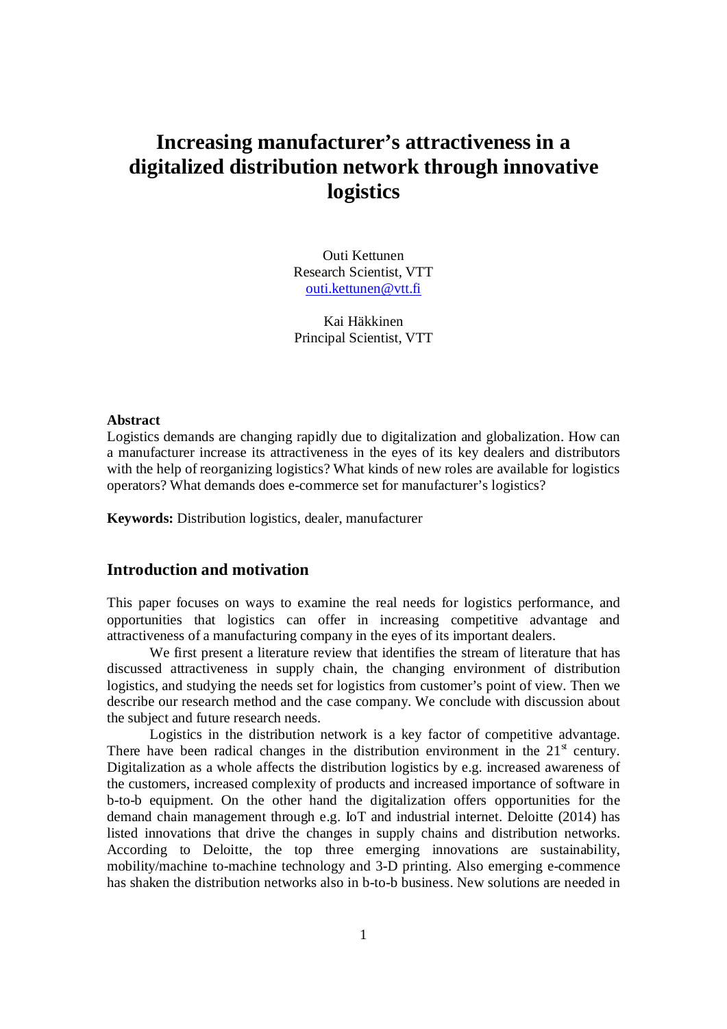# Increasing manufacturer's attractiveness in a digitalized distribution network through innovative logistics

Outi Kettunen
Research Scientist, VTT
outi.kettunen@vtt.fi

Kai Häkkinen
Principal Scientist, VTT

**Abstract**

Logistics demands are changing rapidly due to digitalization and globalization. How can a manufacturer increase its attractiveness in the eyes of its key dealers and distributors with the help of reorganizing logistics? What kinds of new roles are available for logistics operators? What demands does e-commerce set for manufacturer's logistics?

**Keywords:** Distribution logistics, dealer, manufacturer

## Introduction and motivation

This paper focuses on ways to examine the real needs for logistics performance, and opportunities that logistics can offer in increasing competitive advantage and attractiveness of a manufacturing company in the eyes of its important dealers.

We first present a literature review that identifies the stream of literature that has discussed attractiveness in supply chain, the changing environment of distribution logistics, and studying the needs set for logistics from customer's point of view. Then we describe our research method and the case company. We conclude with discussion about the subject and future research needs.

Logistics in the distribution network is a key factor of competitive advantage. There have been radical changes in the distribution environment in the 21st century. Digitalization as a whole affects the distribution logistics by e.g. increased awareness of the customers, increased complexity of products and increased importance of software in b-to-b equipment. On the other hand the digitalization offers opportunities for the demand chain management through e.g. IoT and industrial internet. Deloitte (2014) has listed innovations that drive the changes in supply chains and distribution networks. According to Deloitte, the top three emerging innovations are sustainability, mobility/machine to-machine technology and 3-D printing. Also emerging e-commence has shaken the distribution networks also in b-to-b business. New solutions are needed in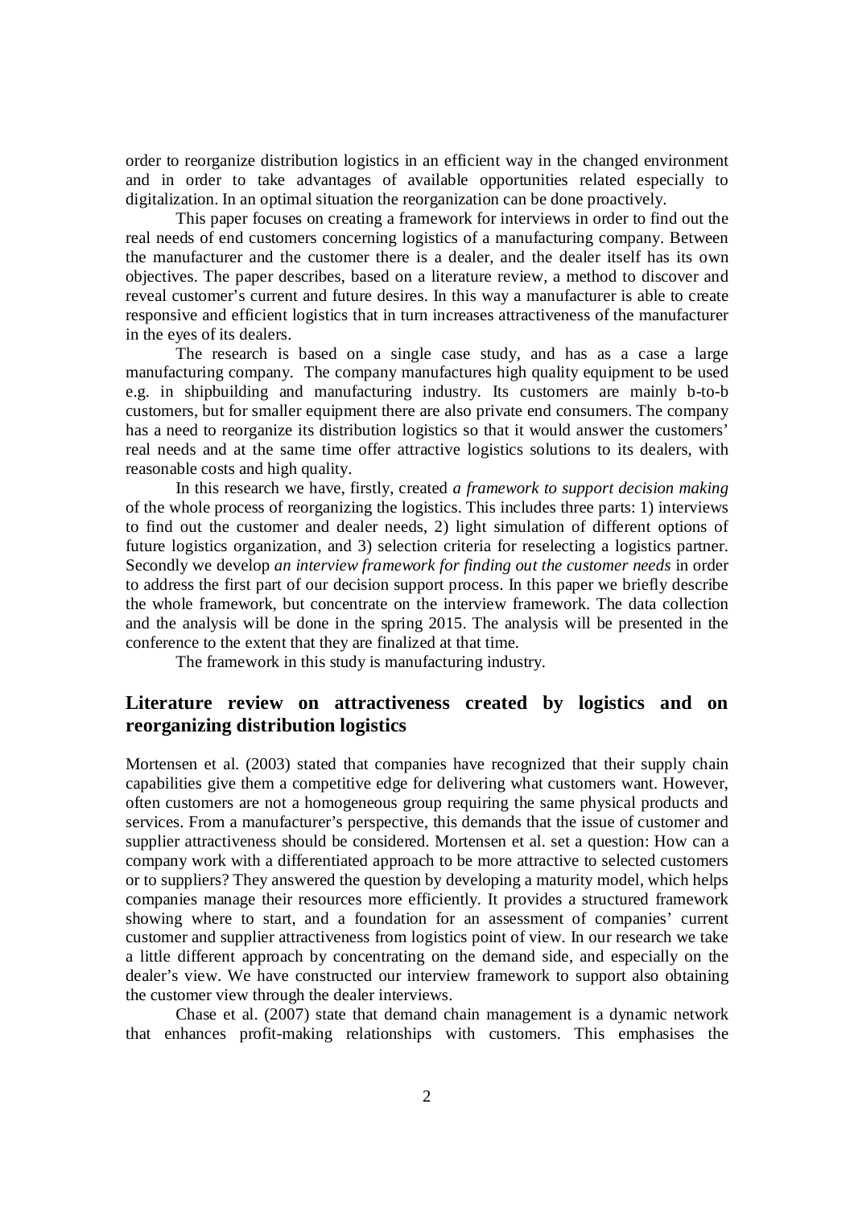order to reorganize distribution logistics in an efficient way in the changed environment and in order to take advantages of available opportunities related especially to digitalization. In an optimal situation the reorganization can be done proactively.

This paper focuses on creating a framework for interviews in order to find out the real needs of end customers concerning logistics of a manufacturing company. Between the manufacturer and the customer there is a dealer, and the dealer itself has its own objectives. The paper describes, based on a literature review, a method to discover and reveal customer's current and future desires. In this way a manufacturer is able to create responsive and efficient logistics that in turn increases attractiveness of the manufacturer in the eyes of its dealers.

The research is based on a single case study, and has as a case a large manufacturing company. The company manufactures high quality equipment to be used e.g. in shipbuilding and manufacturing industry. Its customers are mainly b-to-b customers, but for smaller equipment there are also private end consumers. The company has a need to reorganize its distribution logistics so that it would answer the customers' real needs and at the same time offer attractive logistics solutions to its dealers, with reasonable costs and high quality.

In this research we have, firstly, created *a framework to support decision making* of the whole process of reorganizing the logistics. This includes three parts: 1) interviews to find out the customer and dealer needs, 2) light simulation of different options of future logistics organization, and 3) selection criteria for reselecting a logistics partner. Secondly we develop *an interview framework for finding out the customer needs* in order to address the first part of our decision support process. In this paper we briefly describe the whole framework, but concentrate on the interview framework. The data collection and the analysis will be done in the spring 2015. The analysis will be presented in the conference to the extent that they are finalized at that time.

The framework in this study is manufacturing industry.

## Literature review on attractiveness created by logistics and on reorganizing distribution logistics

Mortensen et al. (2003) stated that companies have recognized that their supply chain capabilities give them a competitive edge for delivering what customers want. However, often customers are not a homogeneous group requiring the same physical products and services. From a manufacturer's perspective, this demands that the issue of customer and supplier attractiveness should be considered. Mortensen et al. set a question: How can a company work with a differentiated approach to be more attractive to selected customers or to suppliers? They answered the question by developing a maturity model, which helps companies manage their resources more efficiently. It provides a structured framework showing where to start, and a foundation for an assessment of companies' current customer and supplier attractiveness from logistics point of view. In our research we take a little different approach by concentrating on the demand side, and especially on the dealer's view. We have constructed our interview framework to support also obtaining the customer view through the dealer interviews.

Chase et al. (2007) state that demand chain management is a dynamic network that enhances profit-making relationships with customers. This emphasises the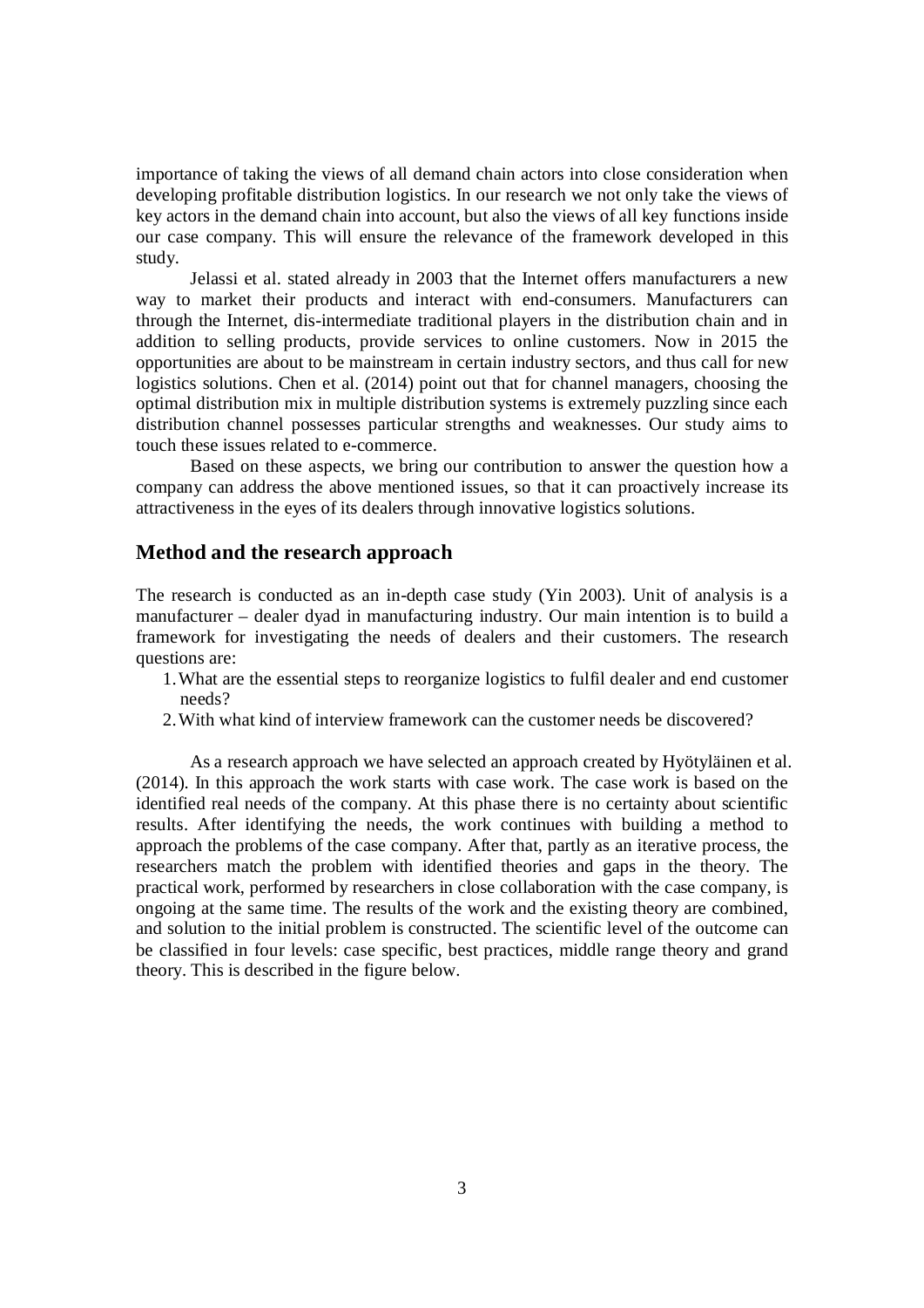importance of taking the views of all demand chain actors into close consideration when developing profitable distribution logistics. In our research we not only take the views of key actors in the demand chain into account, but also the views of all key functions inside our case company. This will ensure the relevance of the framework developed in this study.

Jelassi et al. stated already in 2003 that the Internet offers manufacturers a new way to market their products and interact with end-consumers. Manufacturers can through the Internet, dis-intermediate traditional players in the distribution chain and in addition to selling products, provide services to online customers. Now in 2015 the opportunities are about to be mainstream in certain industry sectors, and thus call for new logistics solutions. Chen et al. (2014) point out that for channel managers, choosing the optimal distribution mix in multiple distribution systems is extremely puzzling since each distribution channel possesses particular strengths and weaknesses. Our study aims to touch these issues related to e-commerce.

Based on these aspects, we bring our contribution to answer the question how a company can address the above mentioned issues, so that it can proactively increase its attractiveness in the eyes of its dealers through innovative logistics solutions.

## Method and the research approach

The research is conducted as an in-depth case study (Yin 2003). Unit of analysis is a manufacturer – dealer dyad in manufacturing industry. Our main intention is to build a framework for investigating the needs of dealers and their customers. The research questions are:

1. What are the essential steps to reorganize logistics to fulfil dealer and end customer needs?
2. With what kind of interview framework can the customer needs be discovered?

As a research approach we have selected an approach created by Hyötyläinen et al. (2014). In this approach the work starts with case work. The case work is based on the identified real needs of the company. At this phase there is no certainty about scientific results. After identifying the needs, the work continues with building a method to approach the problems of the case company. After that, partly as an iterative process, the researchers match the problem with identified theories and gaps in the theory. The practical work, performed by researchers in close collaboration with the case company, is ongoing at the same time. The results of the work and the existing theory are combined, and solution to the initial problem is constructed. The scientific level of the outcome can be classified in four levels: case specific, best practices, middle range theory and grand theory. This is described in the figure below.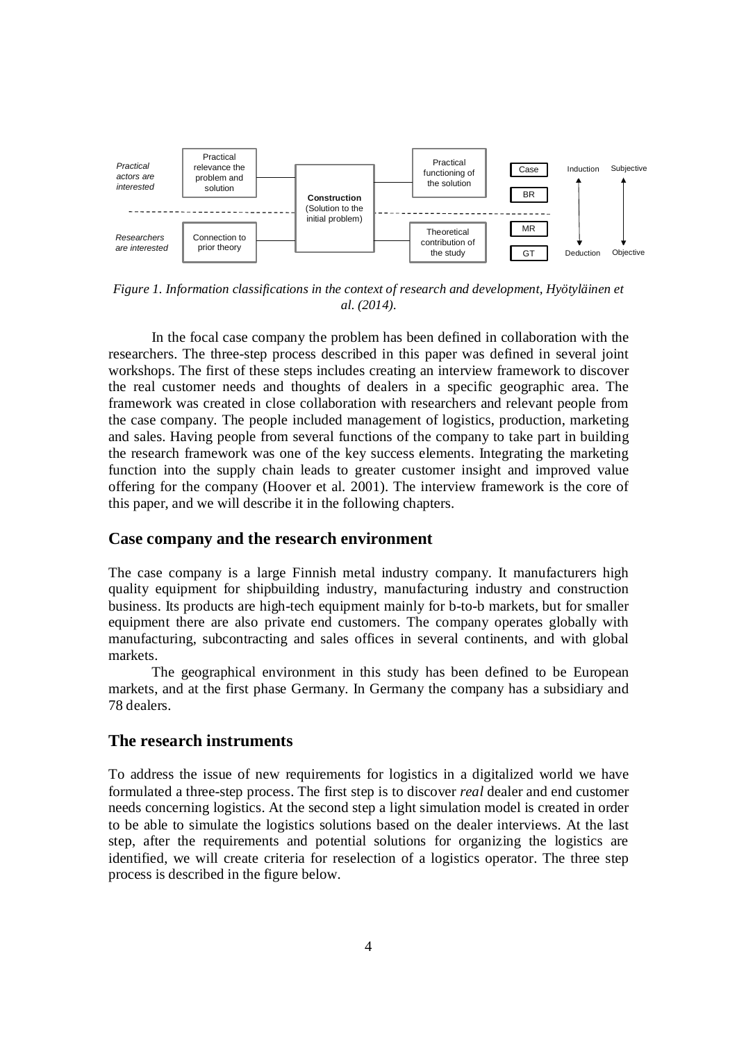Practical actors are interested | Practical relevance the problem and solution | Construction (Solution to the initial problem) | Practical functioning of the solution | Case | BR | Induction | Subjective

Researchers are interested | Connection to prior theory | Theoretical contribution of the study | MR | GT | Deduction | Objective

*Figure 1. Information classifications in the context of research and development, Hyötyläinen et al. (2014).*

In the focal case company the problem has been defined in collaboration with the researchers. The three-step process described in this paper was defined in several joint workshops. The first of these steps includes creating an interview framework to discover the real customer needs and thoughts of dealers in a specific geographic area. The framework was created in close collaboration with researchers and relevant people from the case company. The people included management of logistics, production, marketing and sales. Having people from several functions of the company to take part in building the research framework was one of the key success elements. Integrating the marketing function into the supply chain leads to greater customer insight and improved value offering for the company (Hoover et al. 2001). The interview framework is the core of this paper, and we will describe it in the following chapters.

## Case company and the research environment

The case company is a large Finnish metal industry company. It manufacturers high quality equipment for shipbuilding industry, manufacturing industry and construction business. Its products are high-tech equipment mainly for b-to-b markets, but for smaller equipment there are also private end customers. The company operates globally with manufacturing, subcontracting and sales offices in several continents, and with global markets.

The geographical environment in this study has been defined to be European markets, and at the first phase Germany. In Germany the company has a subsidiary and 78 dealers.

## The research instruments

To address the issue of new requirements for logistics in a digitalized world we have formulated a three-step process. The first step is to discover *real* dealer and end customer needs concerning logistics. At the second step a light simulation model is created in order to be able to simulate the logistics solutions based on the dealer interviews. At the last step, after the requirements and potential solutions for organizing the logistics are identified, we will create criteria for reselection of a logistics operator. The three step process is described in the figure below.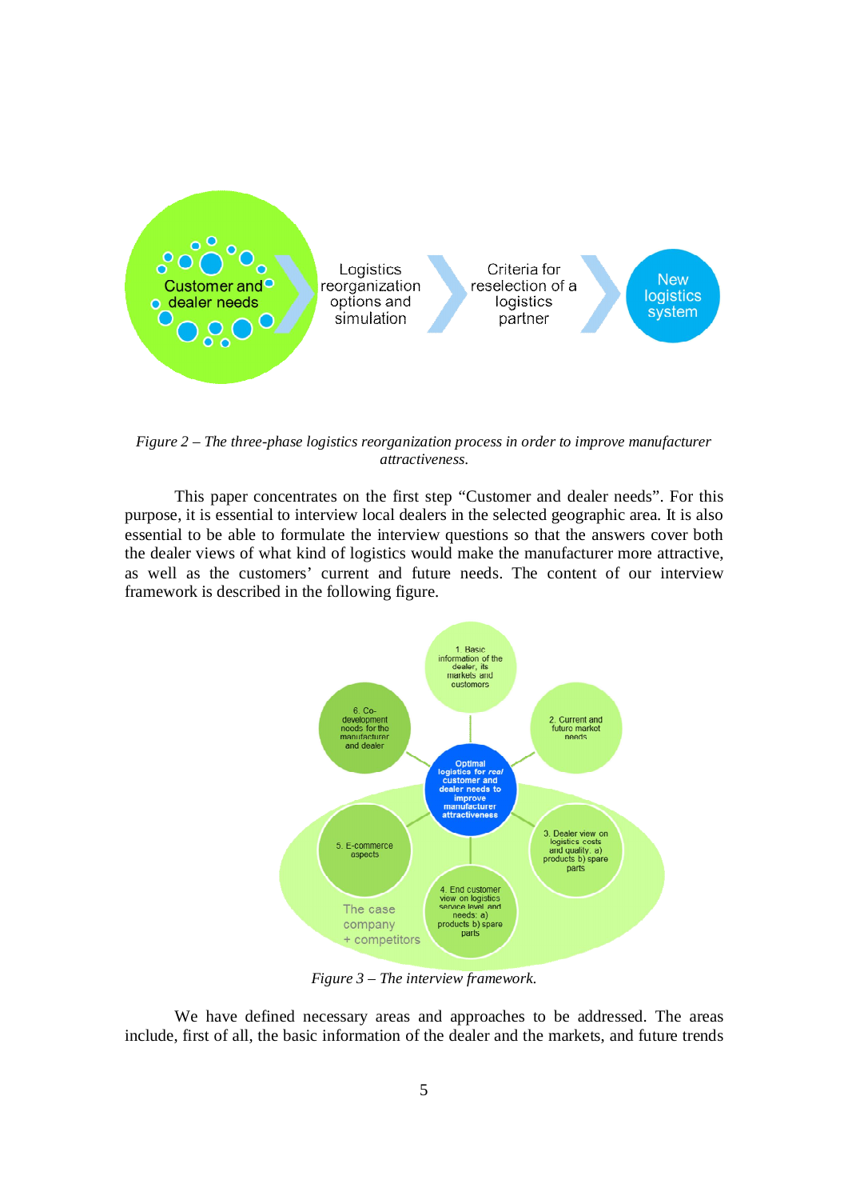*Figure 2 – The three-phase logistics reorganization process in order to improve manufacturer attractiveness.*

This paper concentrates on the first step "Customer and dealer needs". For this purpose, it is essential to interview local dealers in the selected geographic area. It is also essential to be able to formulate the interview questions so that the answers cover both the dealer views of what kind of logistics would make the manufacturer more attractive, as well as the customers' current and future needs. The content of our interview framework is described in the following figure.

*Figure 3 – The interview framework.*

We have defined necessary areas and approaches to be addressed. The areas include, first of all, the basic information of the dealer and the markets, and future trends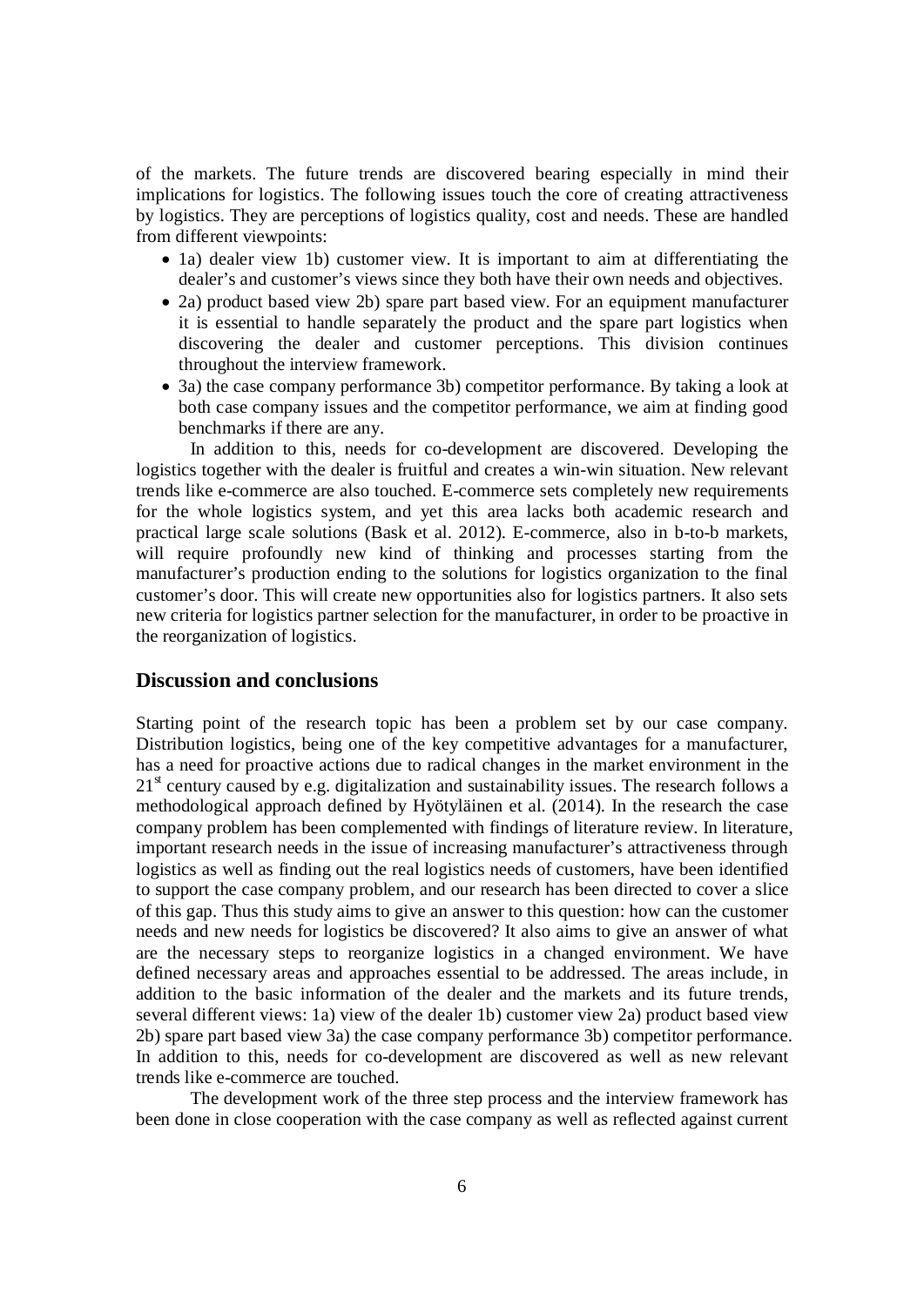of the markets. The future trends are discovered bearing especially in mind their implications for logistics. The following issues touch the core of creating attractiveness by logistics. They are perceptions of logistics quality, cost and needs. These are handled from different viewpoints:

- 1a) dealer view 1b) customer view. It is important to aim at differentiating the dealer's and customer's views since they both have their own needs and objectives.
- 2a) product based view 2b) spare part based view. For an equipment manufacturer it is essential to handle separately the product and the spare part logistics when discovering the dealer and customer perceptions. This division continues throughout the interview framework.
- 3a) the case company performance 3b) competitor performance. By taking a look at both case company issues and the competitor performance, we aim at finding good benchmarks if there are any.

In addition to this, needs for co-development are discovered. Developing the logistics together with the dealer is fruitful and creates a win-win situation. New relevant trends like e-commerce are also touched. E-commerce sets completely new requirements for the whole logistics system, and yet this area lacks both academic research and practical large scale solutions (Bask et al. 2012). E-commerce, also in b-to-b markets, will require profoundly new kind of thinking and processes starting from the manufacturer's production ending to the solutions for logistics organization to the final customer's door. This will create new opportunities also for logistics partners. It also sets new criteria for logistics partner selection for the manufacturer, in order to be proactive in the reorganization of logistics.

## Discussion and conclusions

Starting point of the research topic has been a problem set by our case company. Distribution logistics, being one of the key competitive advantages for a manufacturer, has a need for proactive actions due to radical changes in the market environment in the 21st century caused by e.g. digitalization and sustainability issues. The research follows a methodological approach defined by Hyötyläinen et al. (2014). In the research the case company problem has been complemented with findings of literature review. In literature, important research needs in the issue of increasing manufacturer's attractiveness through logistics as well as finding out the real logistics needs of customers, have been identified to support the case company problem, and our research has been directed to cover a slice of this gap. Thus this study aims to give an answer to this question: how can the customer needs and new needs for logistics be discovered? It also aims to give an answer of what are the necessary steps to reorganize logistics in a changed environment. We have defined necessary areas and approaches essential to be addressed. The areas include, in addition to the basic information of the dealer and the markets and its future trends, several different views: 1a) view of the dealer 1b) customer view 2a) product based view 2b) spare part based view 3a) the case company performance 3b) competitor performance. In addition to this, needs for co-development are discovered as well as new relevant trends like e-commerce are touched.

The development work of the three step process and the interview framework has been done in close cooperation with the case company as well as reflected against current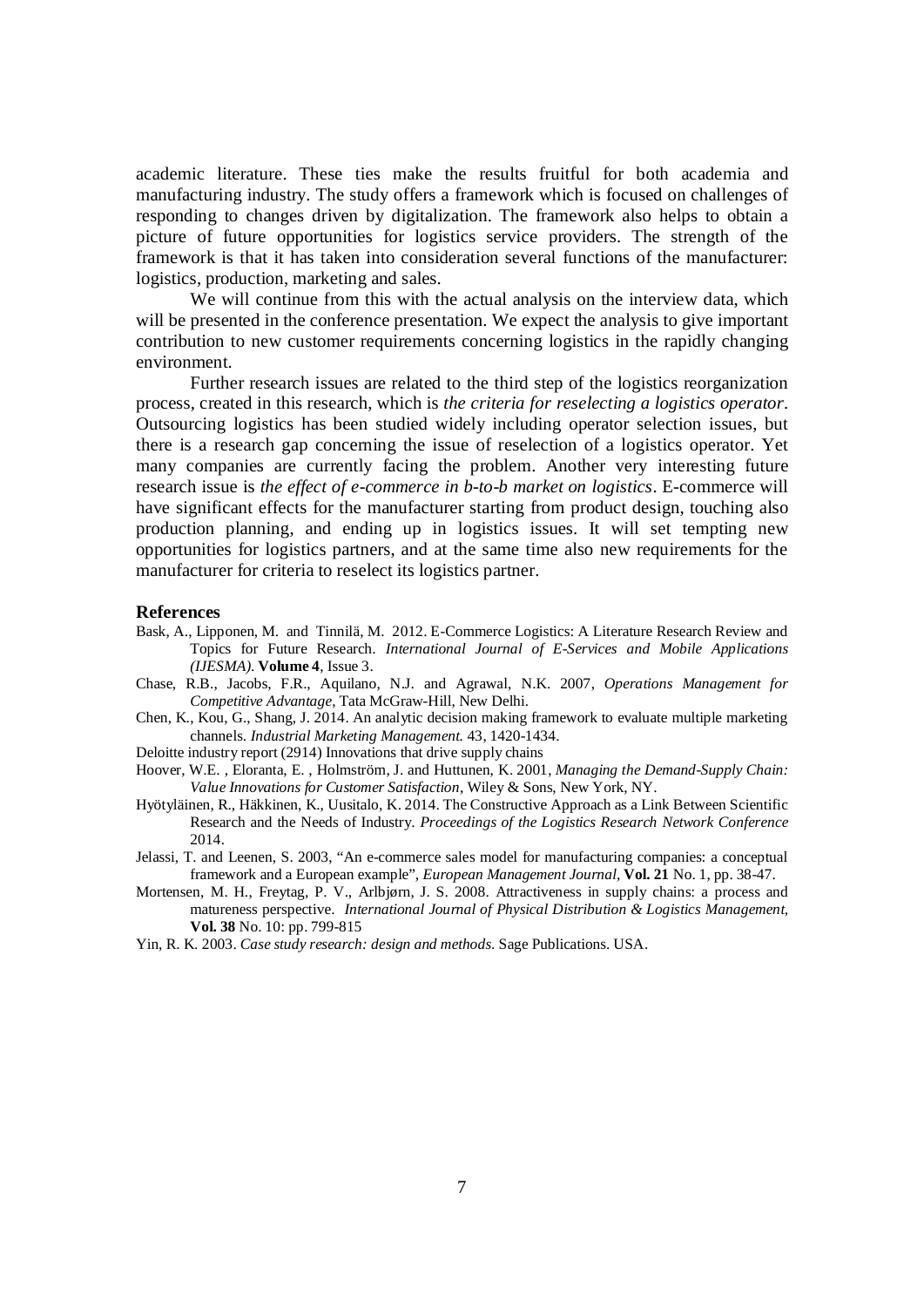academic literature. These ties make the results fruitful for both academia and manufacturing industry. The study offers a framework which is focused on challenges of responding to changes driven by digitalization. The framework also helps to obtain a picture of future opportunities for logistics service providers. The strength of the framework is that it has taken into consideration several functions of the manufacturer: logistics, production, marketing and sales.

We will continue from this with the actual analysis on the interview data, which will be presented in the conference presentation. We expect the analysis to give important contribution to new customer requirements concerning logistics in the rapidly changing environment.

Further research issues are related to the third step of the logistics reorganization process, created in this research, which is *the criteria for reselecting a logistics operator*. Outsourcing logistics has been studied widely including operator selection issues, but there is a research gap concerning the issue of reselection of a logistics operator. Yet many companies are currently facing the problem. Another very interesting future research issue is *the effect of e-commerce in b-to-b market on logistics*. E-commerce will have significant effects for the manufacturer starting from product design, touching also production planning, and ending up in logistics issues. It will set tempting new opportunities for logistics partners, and at the same time also new requirements for the manufacturer for criteria to reselect its logistics partner.

## References

Bask, A., Lipponen, M. and Tinnilä, M. 2012. E-Commerce Logistics: A Literature Research Review and Topics for Future Research. *International Journal of E-Services and Mobile Applications (IJESMA)*. **Volume 4**, Issue 3.

Chase, R.B., Jacobs, F.R., Aquilano, N.J. and Agrawal, N.K. 2007, *Operations Management for Competitive Advantage*, Tata McGraw-Hill, New Delhi.

Chen, K., Kou, G., Shang, J. 2014. An analytic decision making framework to evaluate multiple marketing channels. *Industrial Marketing Management.* 43, 1420-1434.

Deloitte industry report (2914) Innovations that drive supply chains

Hoover, W.E. , Eloranta, E. , Holmström, J. and Huttunen, K. 2001, *Managing the Demand-Supply Chain: Value Innovations for Customer Satisfaction*, Wiley & Sons, New York, NY.

Hyötyläinen, R., Häkkinen, K., Uusitalo, K. 2014. The Constructive Approach as a Link Between Scientific Research and the Needs of Industry. *Proceedings of the Logistics Research Network Conference* 2014.

Jelassi, T. and Leenen, S. 2003, "An e-commerce sales model for manufacturing companies: a conceptual framework and a European example", *European Management Journal*, **Vol. 21** No. 1, pp. 38-47.

Mortensen, M. H., Freytag, P. V., Arlbjørn, J. S. 2008. Attractiveness in supply chains: a process and matureness perspective. *International Journal of Physical Distribution & Logistics Management*, **Vol. 38** No. 10: pp. 799-815

Yin, R. K. 2003. *Case study research: design and methods.* Sage Publications. USA.